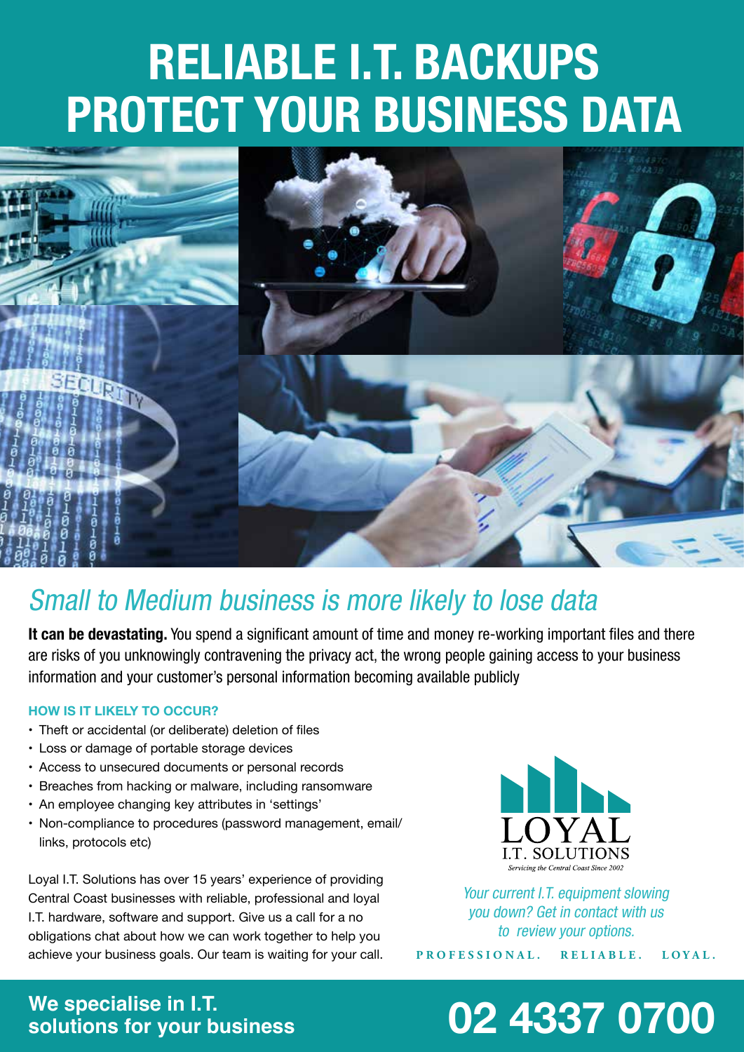# RELIABLE I.T. BACKUPS PROTECT YOUR BUSINESS DATA

## *Small to Medium business is more likely to lose data*

**It can be devastating.** You spend a significant amount of time and money re-working important files and there are risks of you unknowingly contravening the privacy act, the wrong people gaining access to your business information and your customer's personal information becoming available publicly

### HOW IS IT LIKELY TO OCCUR?

- Theft or accidental (or deliberate) deletion of files
- Loss or damage of portable storage devices
- Access to unsecured documents or personal records
- Breaches from hacking or malware, including ransomware
- An employee changing key attributes in 'settings'
- Non-compliance to procedures (password management, email/links, protocols etc)

Loyal I.T. Solutions has over 15 years' experience of providing Central Coast businesses with reliable, professional and loyal I.T. hardware, software and support. Give us a call for a no obligations chat about how we can work together to help you achieve your business goals. Our team is waiting for your call.

LOYAL I.T. SOLUTIONS
*Servicing the Central Coast Since 2002*

*Your current I.T. equipment slowing you down? Get in contact with us to review your options.*

PROFESSIONAL. RELIABLE. LOYAL.

**We specialise in I.T. solutions for your business**

# 02 4337 0700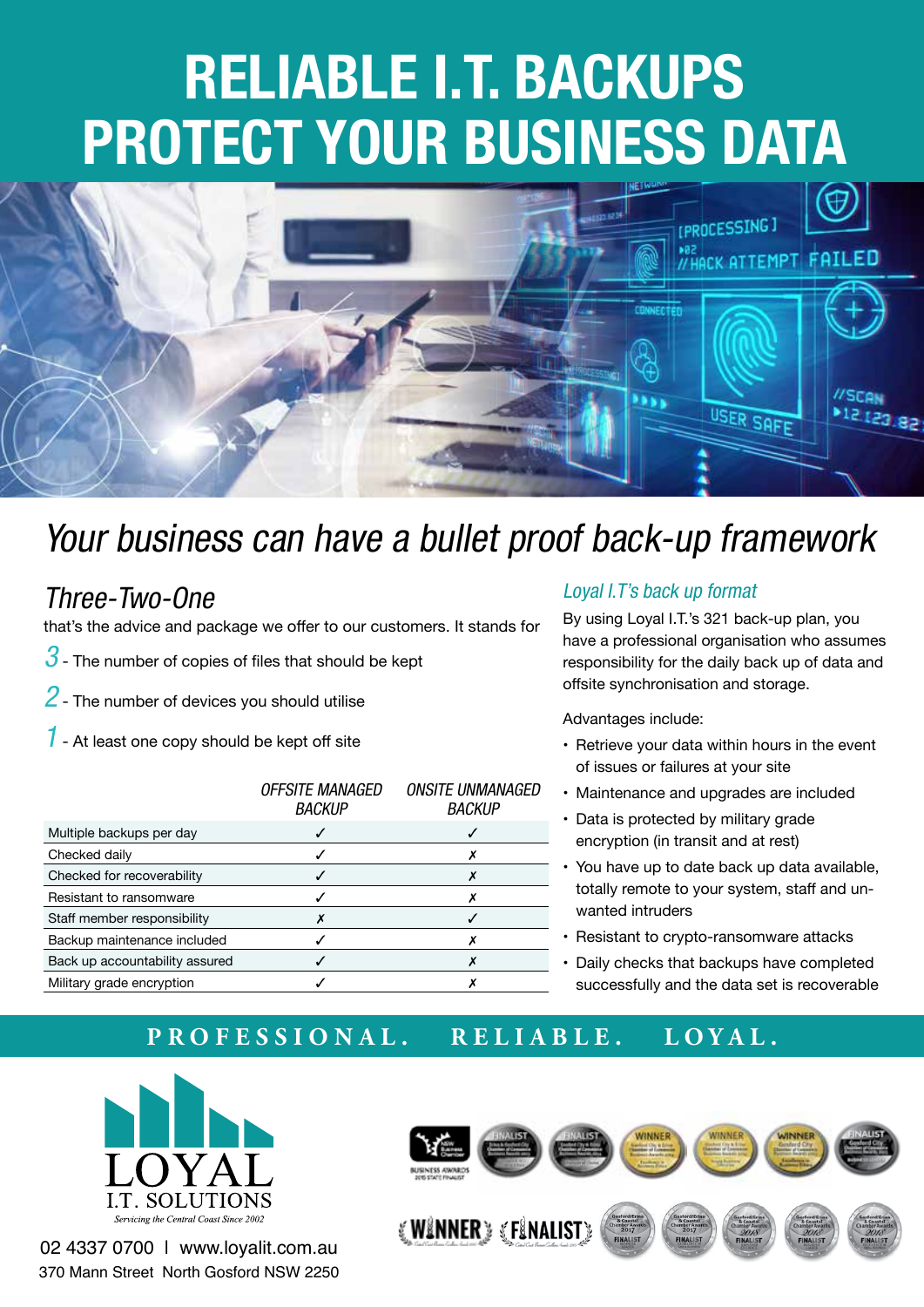# RELIABLE I.T. BACKUPS PROTECT YOUR BUSINESS DATA

## *Your business can have a bullet proof back-up framework*

### *Three-Two-One*

that's the advice and package we offer to our customers. It stands for

*3* - The number of copies of files that should be kept

*2* - The number of devices you should utilise

*1* - At least one copy should be kept off site

| | *OFFSITE MANAGED BACKUP* | *ONSITE UNMANAGED BACKUP* |
|---|---|---|
| Multiple backups per day | ✓ | ✓ |
| Checked daily | ✓ | ✗ |
| Checked for recoverability | ✓ | ✗ |
| Resistant to ransomware | ✓ | ✗ |
| Staff member responsibility | ✗ | ✓ |
| Backup maintenance included | ✓ | ✗ |
| Back up accountability assured | ✓ | ✗ |
| Military grade encryption | ✓ | ✗ |

### *Loyal I.T's back up format*

By using Loyal I.T.'s 321 back-up plan, you have a professional organisation who assumes responsibility for the daily back up of data and offsite synchronisation and storage.

Advantages include:

- Retrieve your data within hours in the event of issues or failures at your site
- Maintenance and upgrades are included
- Data is protected by military grade encryption (in transit and at rest)
- You have up to date back up data available, totally remote to your system, staff and un-wanted intruders
- Resistant to crypto-ransomware attacks
- Daily checks that backups have completed successfully and the data set is recoverable

**PROFESSIONAL. RELIABLE. LOYAL.**

LOYAL I.T. SOLUTIONS

*Servicing the Central Coast Since 2002*

02 4337 0700 | www.loyalit.com.au

370 Mann Street North Gosford NSW 2250